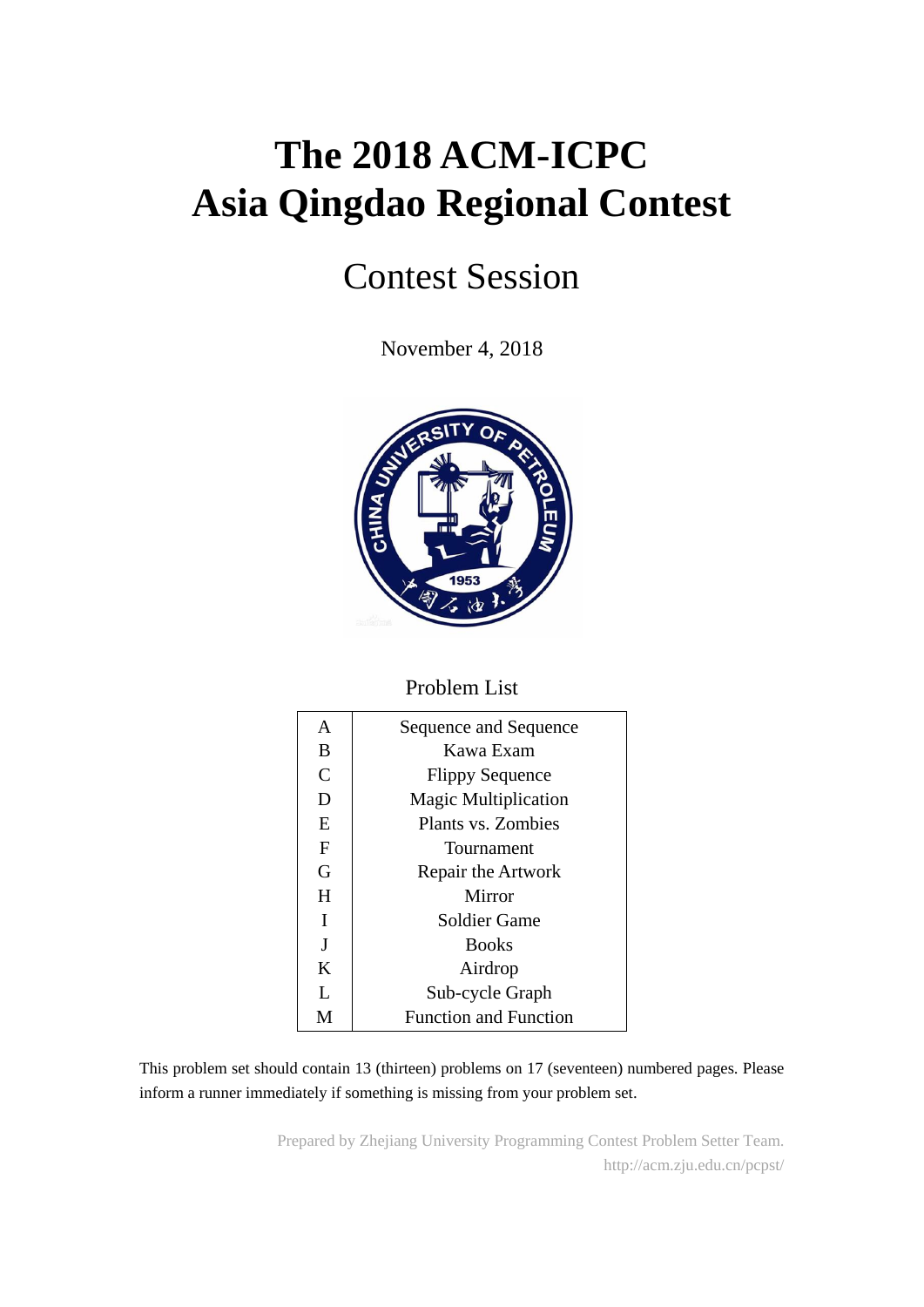# The 2018 ACM-ICPC
# Asia Qingdao Regional Contest

## Contest Session

November 4, 2018

Problem List

| | |
|---|---|
| A | Sequence and Sequence |
| B | Kawa Exam |
| C | Flippy Sequence |
| D | Magic Multiplication |
| E | Plants vs. Zombies |
| F | Tournament |
| G | Repair the Artwork |
| H | Mirror |
| I | Soldier Game |
| J | Books |
| K | Airdrop |
| L | Sub-cycle Graph |
| M | Function and Function |

This problem set should contain 13 (thirteen) problems on 17 (seventeen) numbered pages. Please inform a runner immediately if something is missing from your problem set.

Prepared by Zhejiang University Programming Contest Problem Setter Team.
http://acm.zju.edu.cn/pcpst/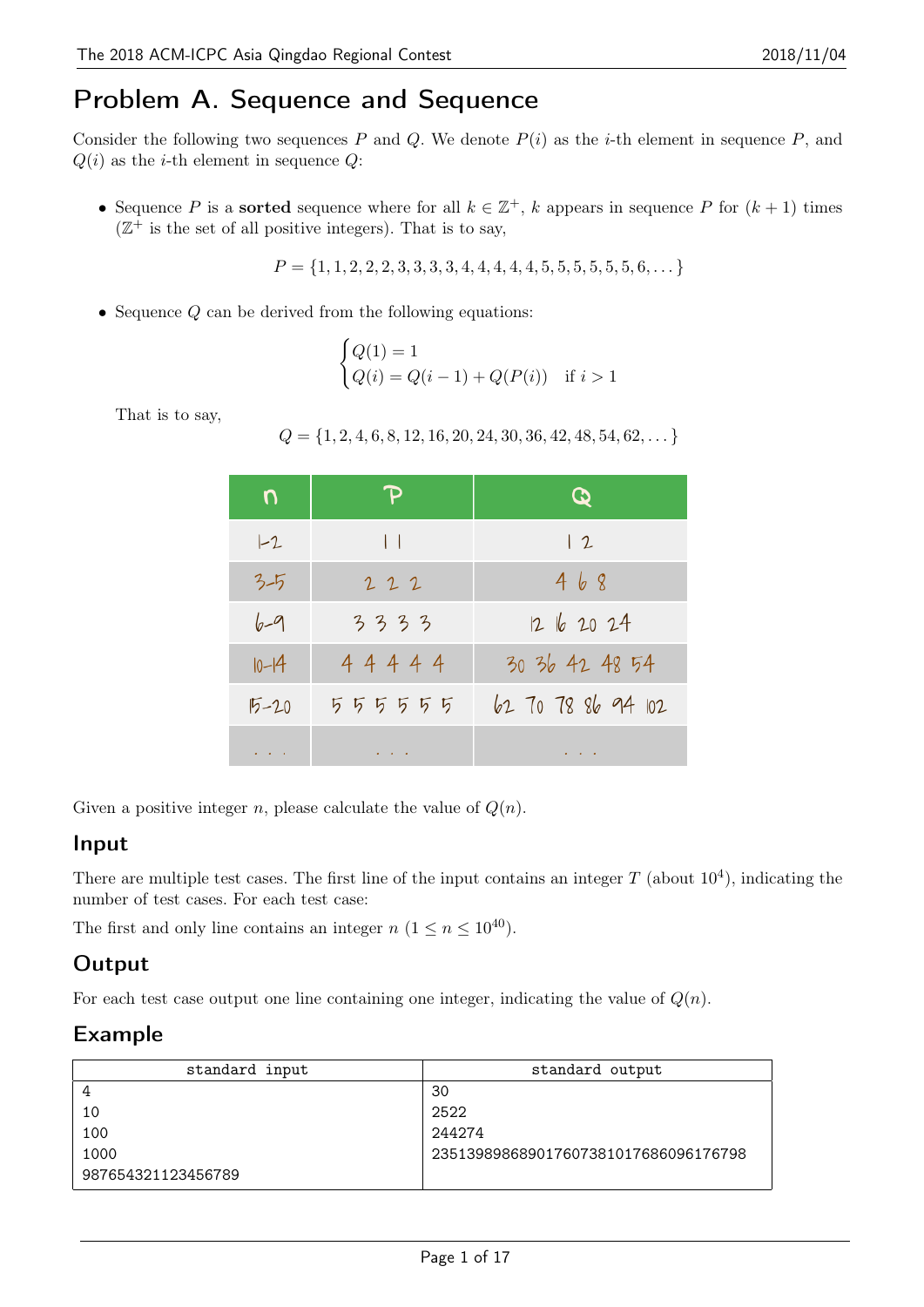# Problem A. Sequence and Sequence

Consider the following two sequences $P$ and $Q$. We denote $P(i)$ as the $i$-th element in sequence $P$, and $Q(i)$ as the $i$-th element in sequence $Q$:

- Sequence $P$ is a **sorted** sequence where for all $k \in \mathbb{Z}^+$, $k$ appears in sequence $P$ for $(k+1)$ times ($\mathbb{Z}^+$ is the set of all positive integers). That is to say,

$$P = \{1, 1, 2, 2, 2, 3, 3, 3, 3, 4, 4, 4, 4, 4, 5, 5, 5, 5, 5, 5, 6, \dots\}$$

- Sequence $Q$ can be derived from the following equations:

$$\begin{cases} Q(1) = 1 \\ Q(i) = Q(i-1) + Q(P(i)) & \text{if } i > 1 \end{cases}$$

  That is to say,

$$Q = \{1, 2, 4, 6, 8, 12, 16, 20, 24, 30, 36, 42, 48, 54, 62, \dots\}$$

| n | P | Q |
|---|---|---|
| 1-2 | 1 1 | 1 2 |
| 3-5 | 2 2 2 | 4 6 8 |
| 6-9 | 3 3 3 3 | 12 16 20 24 |
| 10-14 | 4 4 4 4 4 | 30 36 42 48 54 |
| 15-20 | 5 5 5 5 5 5 | 62 70 78 86 94 102 |
| ... | ... | ... |

Given a positive integer $n$, please calculate the value of $Q(n)$.

## Input

There are multiple test cases. The first line of the input contains an integer $T$ (about $10^4$), indicating the number of test cases. For each test case:

The first and only line contains an integer $n$ ($1 \le n \le 10^{40}$).

## Output

For each test case output one line containing one integer, indicating the value of $Q(n)$.

## Example

| standard input | standard output |
|---|---|
| 4<br>10<br>100<br>1000<br>987654321123456789 | 30<br>2522<br>244274<br>235139898689017607381017686096176798 |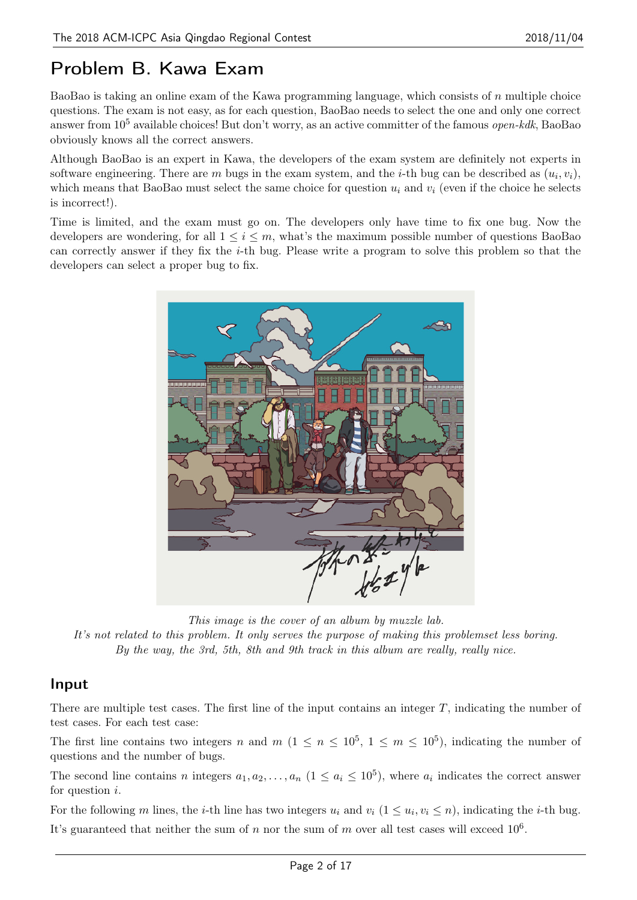# Problem B. Kawa Exam

BaoBao is taking an online exam of the Kawa programming language, which consists of $n$ multiple choice questions. The exam is not easy, as for each question, BaoBao needs to select the one and only one correct answer from $10^5$ available choices! But don't worry, as an active committer of the famous *open-kdk*, BaoBao obviously knows all the correct answers.

Although BaoBao is an expert in Kawa, the developers of the exam system are definitely not experts in software engineering. There are $m$ bugs in the exam system, and the $i$-th bug can be described as $(u_i, v_i)$, which means that BaoBao must select the same choice for question $u_i$ and $v_i$ (even if the choice he selects is incorrect!).

Time is limited, and the exam must go on. The developers only have time to fix one bug. Now the developers are wondering, for all $1 \le i \le m$, what's the maximum possible number of questions BaoBao can correctly answer if they fix the $i$-th bug. Please write a program to solve this problem so that the developers can select a proper bug to fix.

*This image is the cover of an album by muzzle lab.*
*It's not related to this problem. It only serves the purpose of making this problemset less boring.*
*By the way, the 3rd, 5th, 8th and 9th track in this album are really, really nice.*

## Input

There are multiple test cases. The first line of the input contains an integer $T$, indicating the number of test cases. For each test case:

The first line contains two integers $n$ and $m$ ($1 \le n \le 10^5$, $1 \le m \le 10^5$), indicating the number of questions and the number of bugs.

The second line contains $n$ integers $a_1, a_2, \dots, a_n$ ($1 \le a_i \le 10^5$), where $a_i$ indicates the correct answer for question $i$.

For the following $m$ lines, the $i$-th line has two integers $u_i$ and $v_i$ ($1 \le u_i, v_i \le n$), indicating the $i$-th bug.

It's guaranteed that neither the sum of $n$ nor the sum of $m$ over all test cases will exceed $10^6$.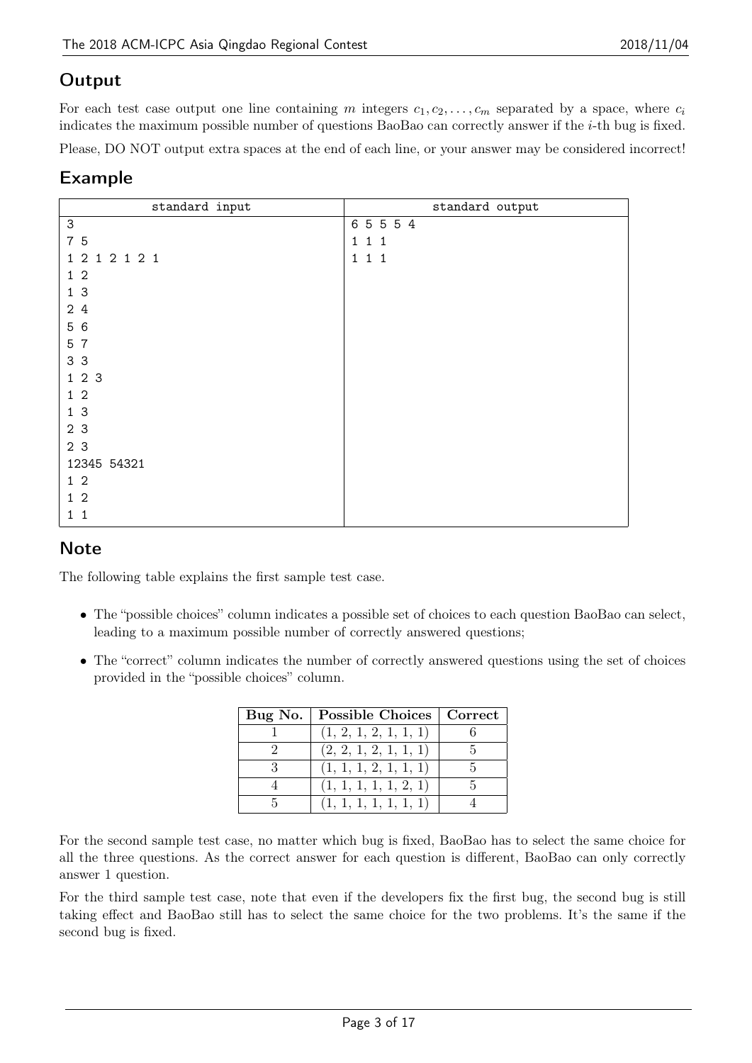## Output

For each test case output one line containing $m$ integers $c_1, c_2, \dots, c_m$ separated by a space, where $c_i$ indicates the maximum possible number of questions BaoBao can correctly answer if the $i$-th bug is fixed.

Please, DO NOT output extra spaces at the end of each line, or your answer may be considered incorrect!

## Example

| standard input | standard output |
|---|---|
| 3<br>7 5<br>1 2 1 2 1 2 1<br>1 2<br>1 3<br>2 4<br>5 6<br>5 7<br>3 3<br>1 2 3<br>1 2<br>1 3<br>2 3<br>2 3<br>12345 54321<br>1 2<br>1 2<br>1 1 | 6 5 5 5 4<br>1 1 1<br>1 1 1 |

## Note

The following table explains the first sample test case.

- The "possible choices" column indicates a possible set of choices to each question BaoBao can select, leading to a maximum possible number of correctly answered questions;
- The "correct" column indicates the number of correctly answered questions using the set of choices provided in the "possible choices" column.

| Bug No. | Possible Choices | Correct |
|---|---|---|
| 1 | (1, 2, 1, 2, 1, 1, 1) | 6 |
| 2 | (2, 2, 1, 2, 1, 1, 1) | 5 |
| 3 | (1, 1, 1, 2, 1, 1, 1) | 5 |
| 4 | (1, 1, 1, 1, 1, 2, 1) | 5 |
| 5 | (1, 1, 1, 1, 1, 1, 1) | 4 |

For the second sample test case, no matter which bug is fixed, BaoBao has to select the same choice for all the three questions. As the correct answer for each question is different, BaoBao can only correctly answer 1 question.

For the third sample test case, note that even if the developers fix the first bug, the second bug is still taking effect and BaoBao still has to select the same choice for the two problems. It's the same if the second bug is fixed.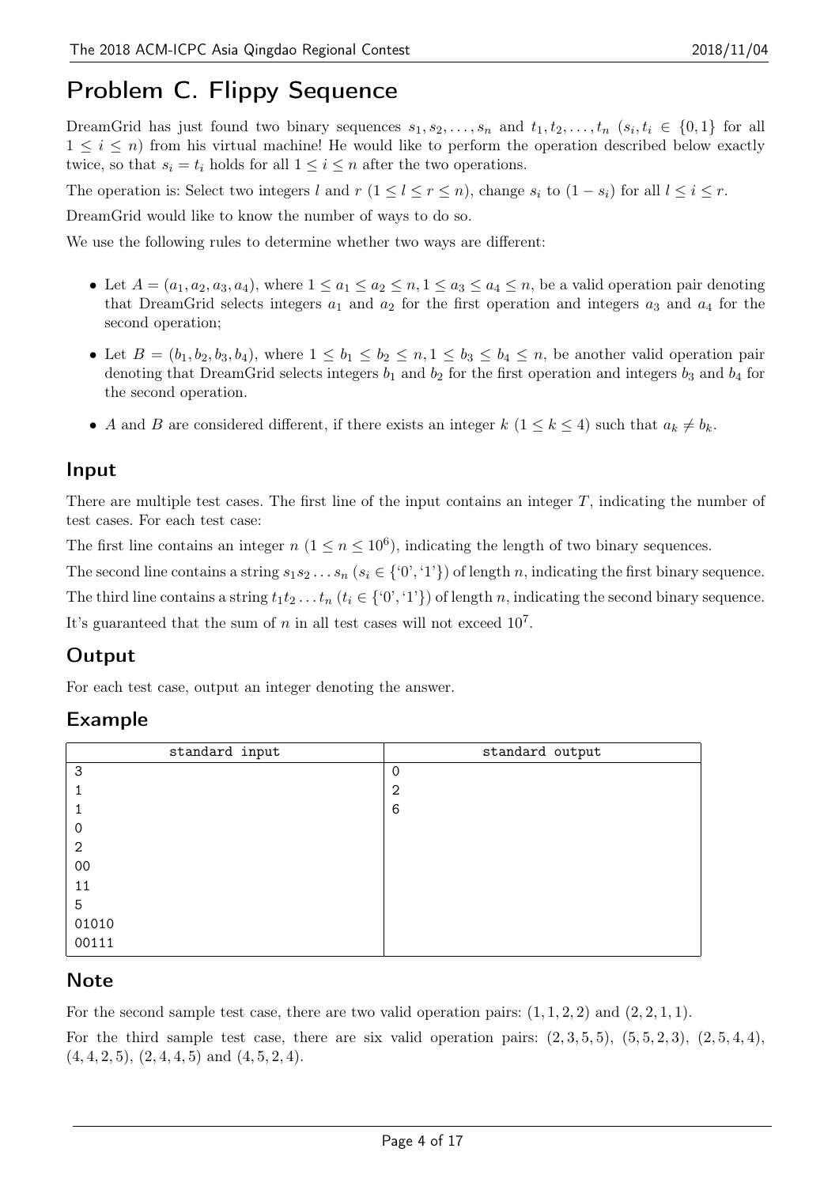# Problem C. Flippy Sequence

DreamGrid has just found two binary sequences $s_1, s_2, \ldots, s_n$ and $t_1, t_2, \ldots, t_n$ ($s_i, t_i \in \{0, 1\}$ for all $1 \le i \le n$) from his virtual machine! He would like to perform the operation described below exactly twice, so that $s_i = t_i$ holds for all $1 \le i \le n$ after the two operations.

The operation is: Select two integers $l$ and $r$ ($1 \le l \le r \le n$), change $s_i$ to $(1 - s_i)$ for all $l \le i \le r$.

DreamGrid would like to know the number of ways to do so.

We use the following rules to determine whether two ways are different:

- Let $A = (a_1, a_2, a_3, a_4)$, where $1 \le a_1 \le a_2 \le n, 1 \le a_3 \le a_4 \le n$, be a valid operation pair denoting that DreamGrid selects integers $a_1$ and $a_2$ for the first operation and integers $a_3$ and $a_4$ for the second operation;
- Let $B = (b_1, b_2, b_3, b_4)$, where $1 \le b_1 \le b_2 \le n, 1 \le b_3 \le b_4 \le n$, be another valid operation pair denoting that DreamGrid selects integers $b_1$ and $b_2$ for the first operation and integers $b_3$ and $b_4$ for the second operation.
- $A$ and $B$ are considered different, if there exists an integer $k$ ($1 \le k \le 4$) such that $a_k \ne b_k$.

## Input

There are multiple test cases. The first line of the input contains an integer $T$, indicating the number of test cases. For each test case:

The first line contains an integer $n$ ($1 \le n \le 10^6$), indicating the length of two binary sequences.

The second line contains a string $s_1 s_2 \ldots s_n$ ($s_i \in \{‘0’, ‘1’\}$) of length $n$, indicating the first binary sequence.

The third line contains a string $t_1 t_2 \ldots t_n$ ($t_i \in \{‘0’, ‘1’\}$) of length $n$, indicating the second binary sequence.

It's guaranteed that the sum of $n$ in all test cases will not exceed $10^7$.

## Output

For each test case, output an integer denoting the answer.

## Example

| standard input | standard output |
|---|---|
| 3<br>1<br>1<br>0<br>2<br>00<br>11<br>5<br>01010<br>00111 | 0<br>2<br>6 |

## Note

For the second sample test case, there are two valid operation pairs: $(1, 1, 2, 2)$ and $(2, 2, 1, 1)$.

For the third sample test case, there are six valid operation pairs: $(2, 3, 5, 5)$, $(5, 5, 2, 3)$, $(2, 5, 4, 4)$, $(4, 4, 2, 5)$, $(2, 4, 4, 5)$ and $(4, 5, 2, 4)$.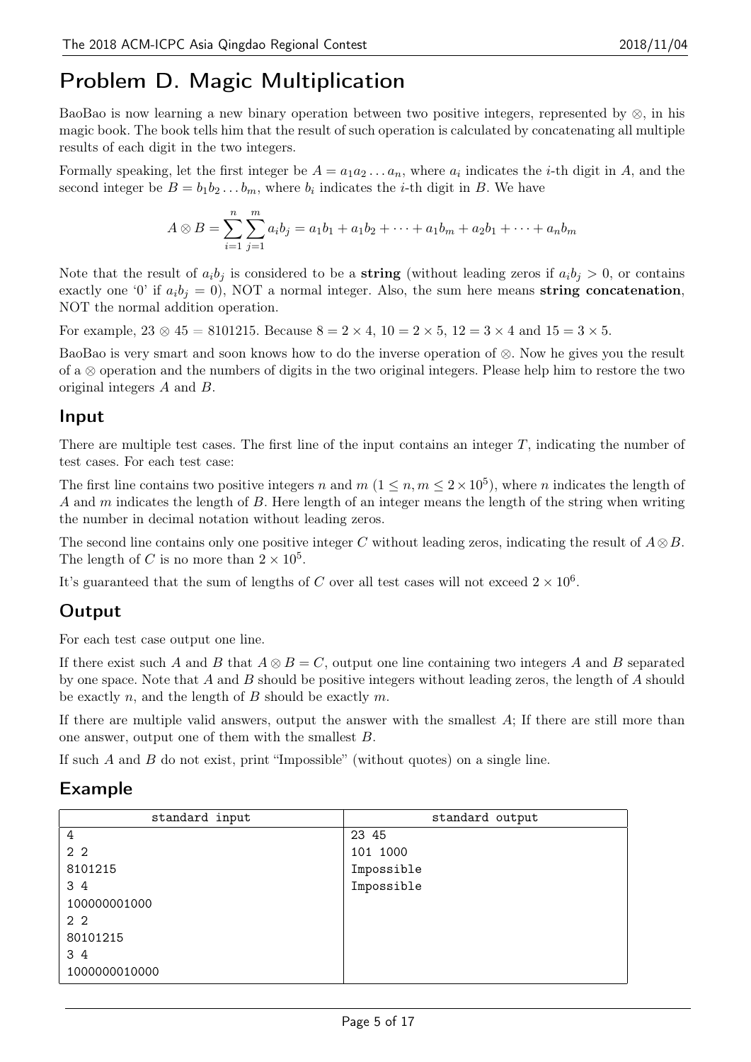# Problem D. Magic Multiplication

BaoBao is now learning a new binary operation between two positive integers, represented by $\otimes$, in his magic book. The book tells him that the result of such operation is calculated by concatenating all multiple results of each digit in the two integers.

Formally speaking, let the first integer be $A = a_1 a_2 \dots a_n$, where $a_i$ indicates the $i$-th digit in $A$, and the second integer be $B = b_1 b_2 \dots b_m$, where $b_i$ indicates the $i$-th digit in $B$. We have

$$A \otimes B = \sum_{i=1}^{n} \sum_{j=1}^{m} a_i b_j = a_1 b_1 + a_1 b_2 + \cdots + a_1 b_m + a_2 b_1 + \cdots + a_n b_m$$

Note that the result of $a_i b_j$ is considered to be a **string** (without leading zeros if $a_i b_j > 0$, or contains exactly one '0' if $a_i b_j = 0$), NOT a normal integer. Also, the sum here means **string concatenation**, NOT the normal addition operation.

For example, $23 \otimes 45 = 8101215$. Because $8 = 2 \times 4$, $10 = 2 \times 5$, $12 = 3 \times 4$ and $15 = 3 \times 5$.

BaoBao is very smart and soon knows how to do the inverse operation of $\otimes$. Now he gives you the result of a $\otimes$ operation and the numbers of digits in the two original integers. Please help him to restore the two original integers $A$ and $B$.

## Input

There are multiple test cases. The first line of the input contains an integer $T$, indicating the number of test cases. For each test case:

The first line contains two positive integers $n$ and $m$ ($1 \le n, m \le 2 \times 10^5$), where $n$ indicates the length of $A$ and $m$ indicates the length of $B$. Here length of an integer means the length of the string when writing the number in decimal notation without leading zeros.

The second line contains only one positive integer $C$ without leading zeros, indicating the result of $A \otimes B$. The length of $C$ is no more than $2 \times 10^5$.

It's guaranteed that the sum of lengths of $C$ over all test cases will not exceed $2 \times 10^6$.

## Output

For each test case output one line.

If there exist such $A$ and $B$ that $A \otimes B = C$, output one line containing two integers $A$ and $B$ separated by one space. Note that $A$ and $B$ should be positive integers without leading zeros, the length of $A$ should be exactly $n$, and the length of $B$ should be exactly $m$.

If there are multiple valid answers, output the answer with the smallest $A$; If there are still more than one answer, output one of them with the smallest $B$.

If such $A$ and $B$ do not exist, print "Impossible" (without quotes) on a single line.

## Example

| standard input | standard output |
|---|---|
| 4<br>2 2<br>8101215<br>3 4<br>100000001000<br>2 2<br>80101215<br>3 4<br>1000000010000 | 23 45<br>101 1000<br>Impossible<br>Impossible |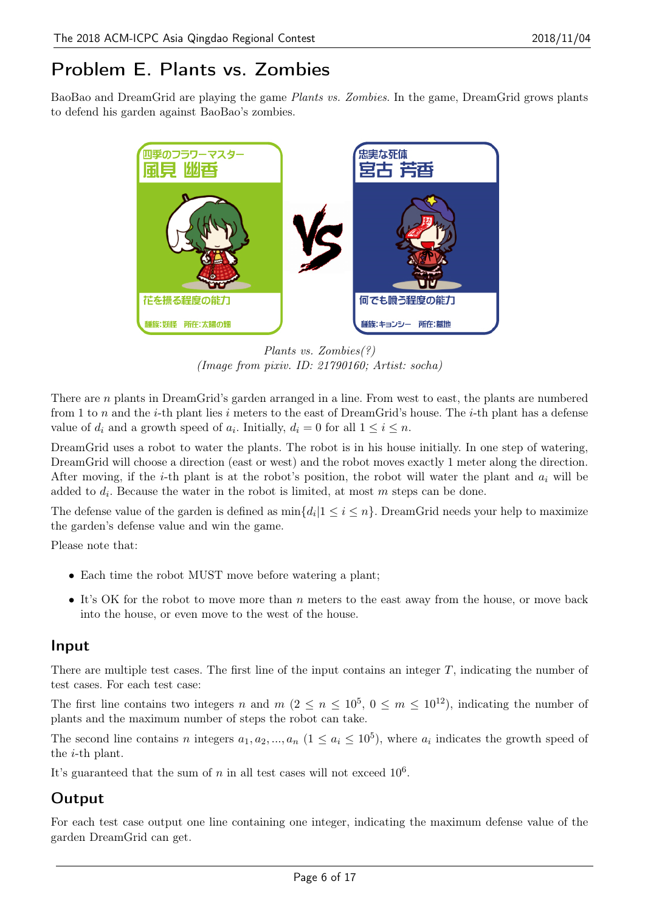# Problem E. Plants vs. Zombies

BaoBao and DreamGrid are playing the game *Plants vs. Zombies*. In the game, DreamGrid grows plants to defend his garden against BaoBao's zombies.

*Plants vs. Zombies(?)*
*(Image from pixiv. ID: 21790160; Artist: socha)*

There are $n$ plants in DreamGrid's garden arranged in a line. From west to east, the plants are numbered from 1 to $n$ and the $i$-th plant lies $i$ meters to the east of DreamGrid's house. The $i$-th plant has a defense value of $d_i$ and a growth speed of $a_i$. Initially, $d_i = 0$ for all $1 \le i \le n$.

DreamGrid uses a robot to water the plants. The robot is in his house initially. In one step of watering, DreamGrid will choose a direction (east or west) and the robot moves exactly 1 meter along the direction. After moving, if the $i$-th plant is at the robot's position, the robot will water the plant and $a_i$ will be added to $d_i$. Because the water in the robot is limited, at most $m$ steps can be done.

The defense value of the garden is defined as $\min\{d_i | 1 \le i \le n\}$. DreamGrid needs your help to maximize the garden's defense value and win the game.

Please note that:

- Each time the robot MUST move before watering a plant;
- It's OK for the robot to move more than $n$ meters to the east away from the house, or move back into the house, or even move to the west of the house.

## Input

There are multiple test cases. The first line of the input contains an integer $T$, indicating the number of test cases. For each test case:

The first line contains two integers $n$ and $m$ ($2 \le n \le 10^5$, $0 \le m \le 10^{12}$), indicating the number of plants and the maximum number of steps the robot can take.

The second line contains $n$ integers $a_1, a_2, ..., a_n$ ($1 \le a_i \le 10^5$), where $a_i$ indicates the growth speed of the $i$-th plant.

It's guaranteed that the sum of $n$ in all test cases will not exceed $10^6$.

## Output

For each test case output one line containing one integer, indicating the maximum defense value of the garden DreamGrid can get.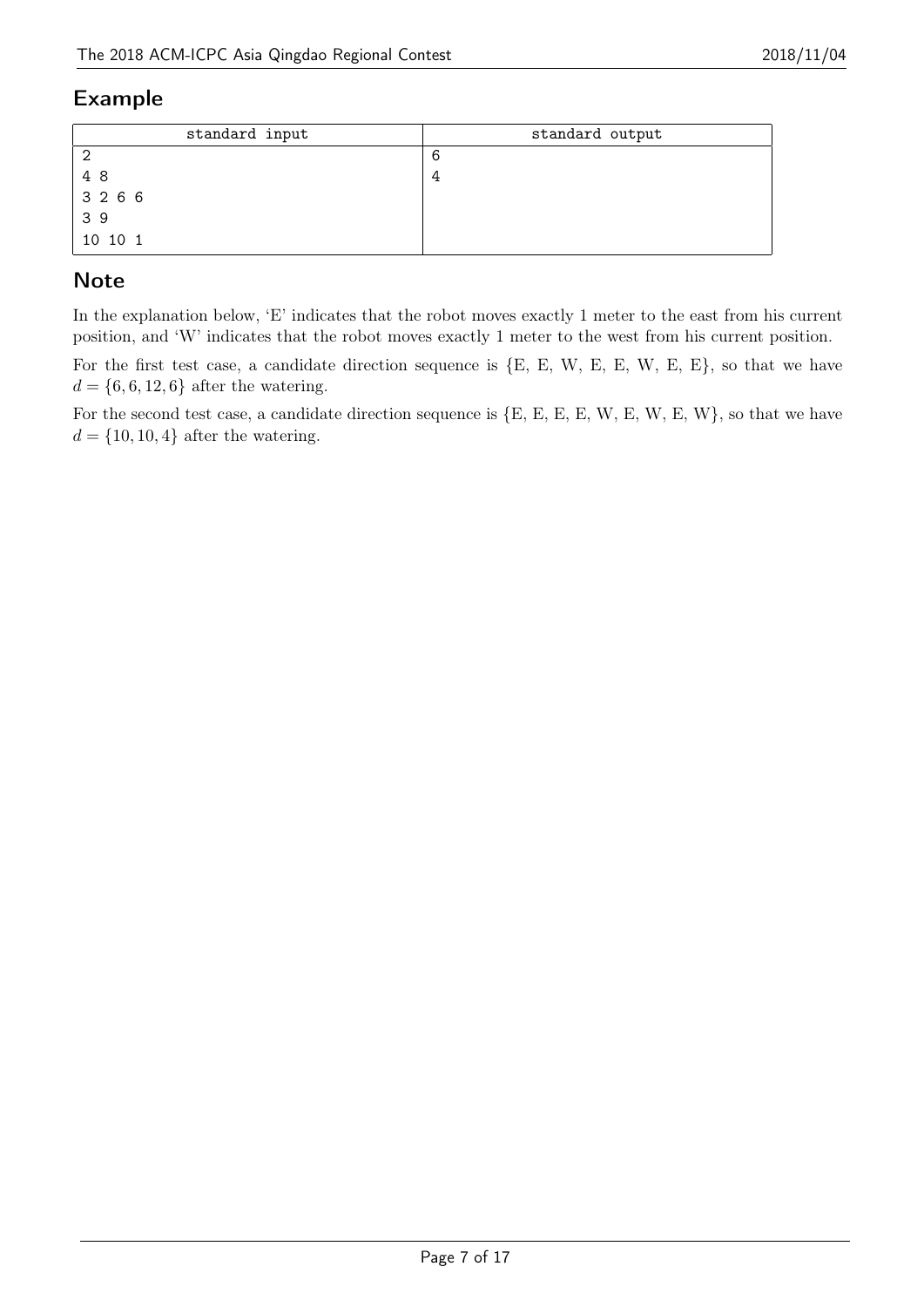## Example

| standard input | standard output |
|---|---|
| 2<br>4 8<br>3 2 6 6<br>3 9<br>10 10 1 | 6<br>4 |

## Note

In the explanation below, 'E' indicates that the robot moves exactly 1 meter to the east from his current position, and 'W' indicates that the robot moves exactly 1 meter to the west from his current position.

For the first test case, a candidate direction sequence is {E, E, W, E, E, W, E, E}, so that we have $d = \{6, 6, 12, 6\}$ after the watering.

For the second test case, a candidate direction sequence is {E, E, E, E, W, E, W, E, W}, so that we have $d = \{10, 10, 4\}$ after the watering.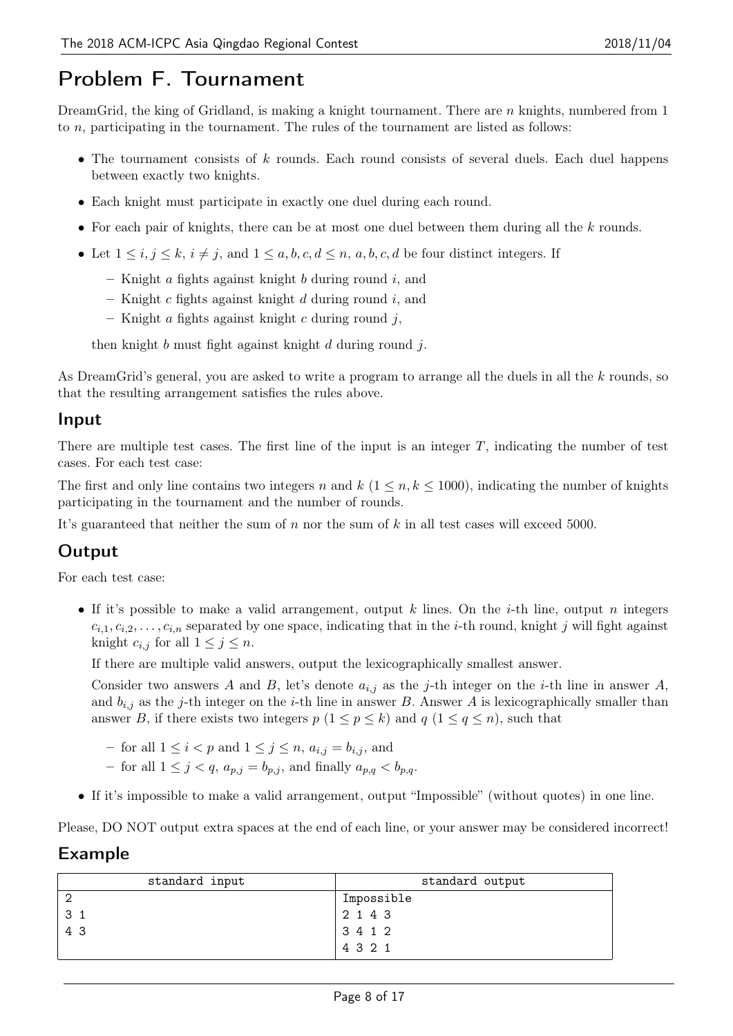# Problem F. Tournament

DreamGrid, the king of Gridland, is making a knight tournament. There are $n$ knights, numbered from 1 to $n$, participating in the tournament. The rules of the tournament are listed as follows:

- The tournament consists of $k$ rounds. Each round consists of several duels. Each duel happens between exactly two knights.
- Each knight must participate in exactly one duel during each round.
- For each pair of knights, there can be at most one duel between them during all the $k$ rounds.
- Let $1 \le i, j \le k$, $i \ne j$, and $1 \le a, b, c, d \le n$, $a, b, c, d$ be four distinct integers. If
  - Knight $a$ fights against knight $b$ during round $i$, and
  - Knight $c$ fights against knight $d$ during round $i$, and
  - Knight $a$ fights against knight $c$ during round $j$,

  then knight $b$ must fight against knight $d$ during round $j$.

As DreamGrid's general, you are asked to write a program to arrange all the duels in all the $k$ rounds, so that the resulting arrangement satisfies the rules above.

## Input

There are multiple test cases. The first line of the input is an integer $T$, indicating the number of test cases. For each test case:

The first and only line contains two integers $n$ and $k$ ($1 \le n, k \le 1000$), indicating the number of knights participating in the tournament and the number of rounds.

It's guaranteed that neither the sum of $n$ nor the sum of $k$ in all test cases will exceed 5000.

## Output

For each test case:

- If it's possible to make a valid arrangement, output $k$ lines. On the $i$-th line, output $n$ integers $c_{i,1}, c_{i,2}, \dots, c_{i,n}$ separated by one space, indicating that in the $i$-th round, knight $j$ will fight against knight $c_{i,j}$ for all $1 \le j \le n$.

  If there are multiple valid answers, output the lexicographically smallest answer.

  Consider two answers $A$ and $B$, let's denote $a_{i,j}$ as the $j$-th integer on the $i$-th line in answer $A$, and $b_{i,j}$ as the $j$-th integer on the $i$-th line in answer $B$. Answer $A$ is lexicographically smaller than answer $B$, if there exists two integers $p$ ($1 \le p \le k$) and $q$ ($1 \le q \le n$), such that

  - for all $1 \le i < p$ and $1 \le j \le n$, $a_{i,j} = b_{i,j}$, and
  - for all $1 \le j < q$, $a_{p,j} = b_{p,j}$, and finally $a_{p,q} < b_{p,q}$.

- If it's impossible to make a valid arrangement, output "Impossible" (without quotes) in one line.

Please, DO NOT output extra spaces at the end of each line, or your answer may be considered incorrect!

## Example

| standard input | standard output |
|---|---|
| 2<br>3 1<br>4 3 | Impossible<br>2 1 4 3<br>3 4 1 2<br>4 3 2 1 |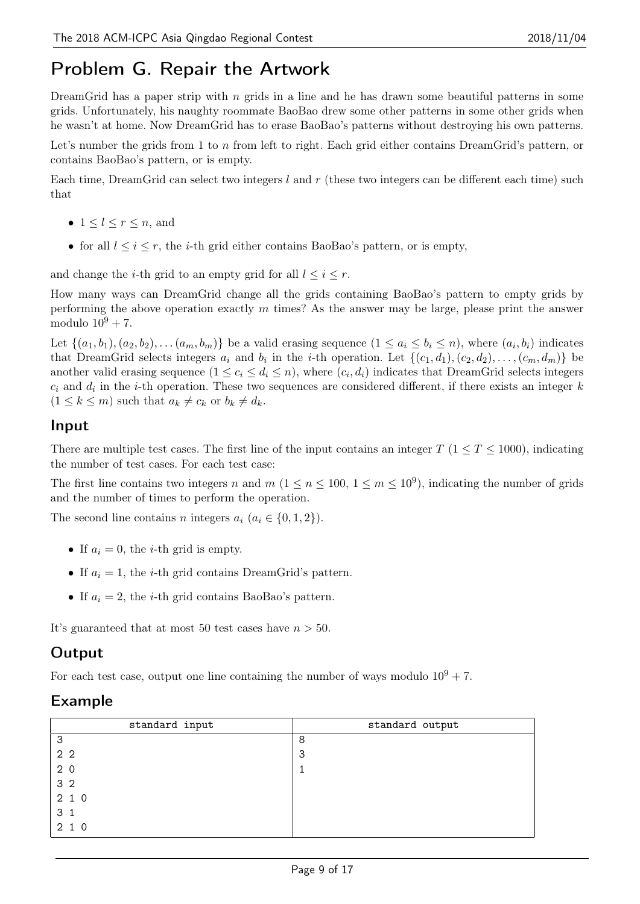# Problem G. Repair the Artwork

DreamGrid has a paper strip with $n$ grids in a line and he has drawn some beautiful patterns in some grids. Unfortunately, his naughty roommate BaoBao drew some other patterns in some other grids when he wasn't at home. Now DreamGrid has to erase BaoBao's patterns without destroying his own patterns.

Let's number the grids from 1 to $n$ from left to right. Each grid either contains DreamGrid's pattern, or contains BaoBao's pattern, or is empty.

Each time, DreamGrid can select two integers $l$ and $r$ (these two integers can be different each time) such that

- $1 \le l \le r \le n$, and
- for all $l \le i \le r$, the $i$-th grid either contains BaoBao's pattern, or is empty,

and change the $i$-th grid to an empty grid for all $l \le i \le r$.

How many ways can DreamGrid change all the grids containing BaoBao's pattern to empty grids by performing the above operation exactly $m$ times? As the answer may be large, please print the answer modulo $10^9 + 7$.

Let $\{(a_1, b_1), (a_2, b_2), \dots (a_m, b_m)\}$ be a valid erasing sequence ($1 \le a_i \le b_i \le n$), where $(a_i, b_i)$ indicates that DreamGrid selects integers $a_i$ and $b_i$ in the $i$-th operation. Let $\{(c_1, d_1), (c_2, d_2), \dots, (c_m, d_m)\}$ be another valid erasing sequence ($1 \le c_i \le d_i \le n$), where $(c_i, d_i)$ indicates that DreamGrid selects integers $c_i$ and $d_i$ in the $i$-th operation. These two sequences are considered different, if there exists an integer $k$ ($1 \le k \le m$) such that $a_k \ne c_k$ or $b_k \ne d_k$.

## Input

There are multiple test cases. The first line of the input contains an integer $T$ ($1 \le T \le 1000$), indicating the number of test cases. For each test case:

The first line contains two integers $n$ and $m$ ($1 \le n \le 100$, $1 \le m \le 10^9$), indicating the number of grids and the number of times to perform the operation.

The second line contains $n$ integers $a_i$ ($a_i \in \{0, 1, 2\}$).

- If $a_i = 0$, the $i$-th grid is empty.
- If $a_i = 1$, the $i$-th grid contains DreamGrid's pattern.
- If $a_i = 2$, the $i$-th grid contains BaoBao's pattern.

It's guaranteed that at most 50 test cases have $n > 50$.

## Output

For each test case, output one line containing the number of ways modulo $10^9 + 7$.

## Example

| standard input | standard output |
|---|---|
| 3<br>2 2<br>2 0<br>3 2<br>2 1 0<br>3 1<br>2 1 0 | 8<br>3<br>1 |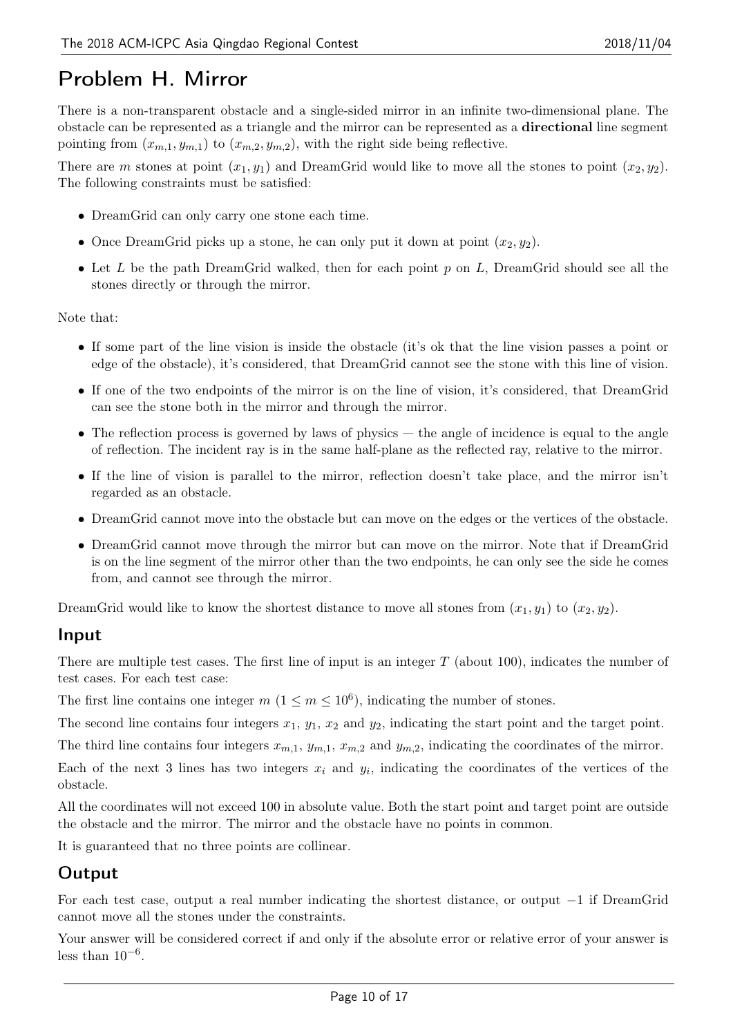# Problem H. Mirror

There is a non-transparent obstacle and a single-sided mirror in an infinite two-dimensional plane. The obstacle can be represented as a triangle and the mirror can be represented as a **directional** line segment pointing from $(x_{m,1}, y_{m,1})$ to $(x_{m,2}, y_{m,2})$, with the right side being reflective.

There are $m$ stones at point $(x_1, y_1)$ and DreamGrid would like to move all the stones to point $(x_2, y_2)$. The following constraints must be satisfied:

- DreamGrid can only carry one stone each time.
- Once DreamGrid picks up a stone, he can only put it down at point $(x_2, y_2)$.
- Let $L$ be the path DreamGrid walked, then for each point $p$ on $L$, DreamGrid should see all the stones directly or through the mirror.

Note that:

- If some part of the line vision is inside the obstacle (it's ok that the line vision passes a point or edge of the obstacle), it's considered, that DreamGrid cannot see the stone with this line of vision.
- If one of the two endpoints of the mirror is on the line of vision, it's considered, that DreamGrid can see the stone both in the mirror and through the mirror.
- The reflection process is governed by laws of physics — the angle of incidence is equal to the angle of reflection. The incident ray is in the same half-plane as the reflected ray, relative to the mirror.
- If the line of vision is parallel to the mirror, reflection doesn't take place, and the mirror isn't regarded as an obstacle.
- DreamGrid cannot move into the obstacle but can move on the edges or the vertices of the obstacle.
- DreamGrid cannot move through the mirror but can move on the mirror. Note that if DreamGrid is on the line segment of the mirror other than the two endpoints, he can only see the side he comes from, and cannot see through the mirror.

DreamGrid would like to know the shortest distance to move all stones from $(x_1, y_1)$ to $(x_2, y_2)$.

## Input

There are multiple test cases. The first line of input is an integer $T$ (about 100), indicates the number of test cases. For each test case:

The first line contains one integer $m$ ($1 \le m \le 10^6$), indicating the number of stones.

The second line contains four integers $x_1$, $y_1$, $x_2$ and $y_2$, indicating the start point and the target point.

The third line contains four integers $x_{m,1}$, $y_{m,1}$, $x_{m,2}$ and $y_{m,2}$, indicating the coordinates of the mirror.

Each of the next 3 lines has two integers $x_i$ and $y_i$, indicating the coordinates of the vertices of the obstacle.

All the coordinates will not exceed 100 in absolute value. Both the start point and target point are outside the obstacle and the mirror. The mirror and the obstacle have no points in common.

It is guaranteed that no three points are collinear.

## Output

For each test case, output a real number indicating the shortest distance, or output $-1$ if DreamGrid cannot move all the stones under the constraints.

Your answer will be considered correct if and only if the absolute error or relative error of your answer is less than $10^{-6}$.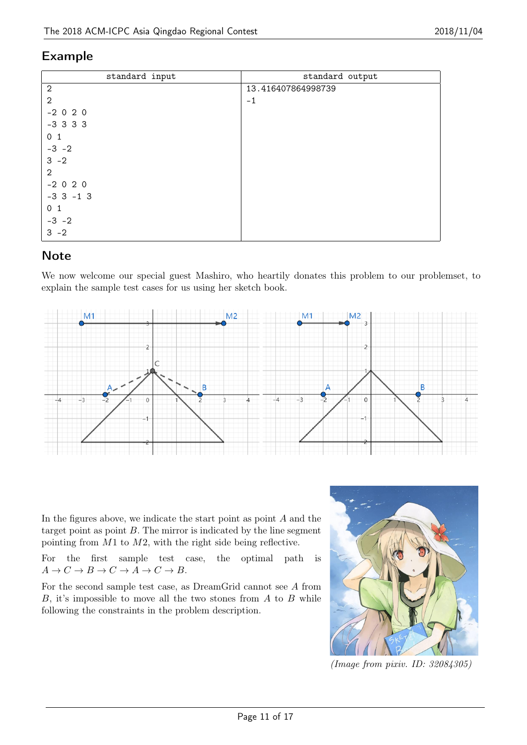## Example

| standard input | standard output |
|---|---|
| 2<br>2<br>-2 0 2 0<br>-3 3 3 3<br>0 1<br>-3 -2<br>3 -2<br>2<br>-2 0 2 0<br>-3 3 -1 3<br>0 1<br>-3 -2<br>3 -2 | 13.416407864998739<br>-1 |

## Note

We now welcome our special guest Mashiro, who heartily donates this problem to our problemset, to explain the sample test cases for us using her sketch book.

In the figures above, we indicate the start point as point $A$ and the target point as point $B$. The mirror is indicated by the line segment pointing from $M1$ to $M2$, with the right side being reflective.

For the first sample test case, the optimal path is $A \to C \to B \to C \to A \to C \to B$.

For the second sample test case, as DreamGrid cannot see $A$ from $B$, it's impossible to move all the two stones from $A$ to $B$ while following the constraints in the problem description.

*(Image from pixiv. ID: 32084305)*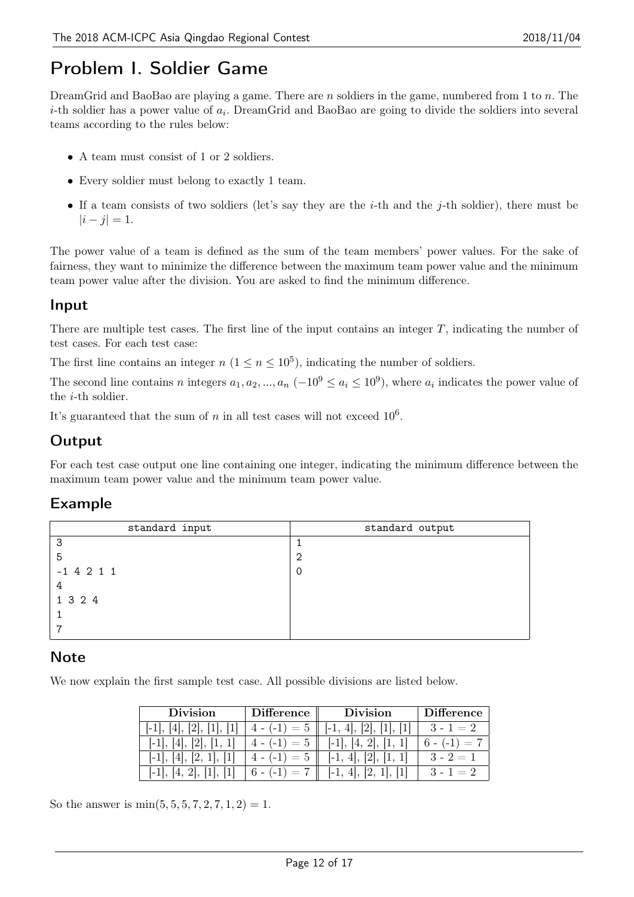# Problem I. Soldier Game

DreamGrid and BaoBao are playing a game. There are $n$ soldiers in the game, numbered from 1 to $n$. The $i$-th soldier has a power value of $a_i$. DreamGrid and BaoBao are going to divide the soldiers into several teams according to the rules below:

- A team must consist of 1 or 2 soldiers.
- Every soldier must belong to exactly 1 team.
- If a team consists of two soldiers (let's say they are the $i$-th and the $j$-th soldier), there must be $|i - j| = 1$.

The power value of a team is defined as the sum of the team members' power values. For the sake of fairness, they want to minimize the difference between the maximum team power value and the minimum team power value after the division. You are asked to find the minimum difference.

## Input

There are multiple test cases. The first line of the input contains an integer $T$, indicating the number of test cases. For each test case:

The first line contains an integer $n$ ($1 \le n \le 10^5$), indicating the number of soldiers.

The second line contains $n$ integers $a_1, a_2, ..., a_n$ ($-10^9 \le a_i \le 10^9$), where $a_i$ indicates the power value of the $i$-th soldier.

It's guaranteed that the sum of $n$ in all test cases will not exceed $10^6$.

## Output

For each test case output one line containing one integer, indicating the minimum difference between the maximum team power value and the minimum team power value.

## Example

| standard input | standard output |
|---|---|
| 3<br>5<br>-1 4 2 1 1<br>4<br>1 3 2 4<br>1<br>7 | 1<br>2<br>0 |

## Note

We now explain the first sample test case. All possible divisions are listed below.

| Division | Difference | Division | Difference |
|---|---|---|---|
| [-1], [4], [2], [1], [1] | 4 - (-1) = 5 | [-1, 4], [2], [1], [1] | 3 - 1 = 2 |
| [-1], [4], [2], [1, 1] | 4 - (-1) = 5 | [-1], [4, 2], [1, 1] | 6 - (-1) = 7 |
| [-1], [4], [2, 1], [1] | 4 - (-1) = 5 | [-1, 4], [2], [1, 1] | 3 - 2 = 1 |
| [-1], [4, 2], [1], [1] | 6 - (-1) = 7 | [-1, 4], [2, 1], [1] | 3 - 1 = 2 |

So the answer is $\min(5, 5, 5, 7, 2, 7, 1, 2) = 1$.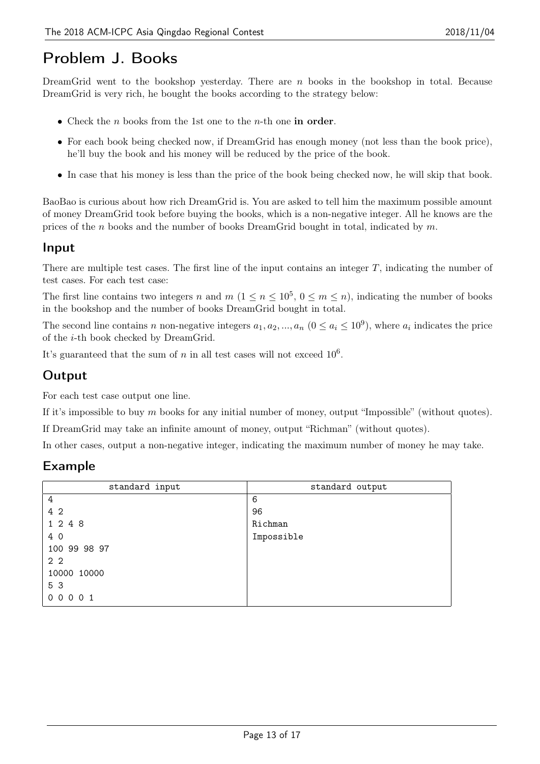# Problem J. Books

DreamGrid went to the bookshop yesterday. There are $n$ books in the bookshop in total. Because DreamGrid is very rich, he bought the books according to the strategy below:

- Check the $n$ books from the 1st one to the $n$-th one **in order**.
- For each book being checked now, if DreamGrid has enough money (not less than the book price), he'll buy the book and his money will be reduced by the price of the book.
- In case that his money is less than the price of the book being checked now, he will skip that book.

BaoBao is curious about how rich DreamGrid is. You are asked to tell him the maximum possible amount of money DreamGrid took before buying the books, which is a non-negative integer. All he knows are the prices of the $n$ books and the number of books DreamGrid bought in total, indicated by $m$.

## Input

There are multiple test cases. The first line of the input contains an integer $T$, indicating the number of test cases. For each test case:

The first line contains two integers $n$ and $m$ ($1 \le n \le 10^5$, $0 \le m \le n$), indicating the number of books in the bookshop and the number of books DreamGrid bought in total.

The second line contains $n$ non-negative integers $a_1, a_2, ..., a_n$ ($0 \le a_i \le 10^9$), where $a_i$ indicates the price of the $i$-th book checked by DreamGrid.

It's guaranteed that the sum of $n$ in all test cases will not exceed $10^6$.

## Output

For each test case output one line.

If it's impossible to buy $m$ books for any initial number of money, output "Impossible" (without quotes).

If DreamGrid may take an infinite amount of money, output "Richman" (without quotes).

In other cases, output a non-negative integer, indicating the maximum number of money he may take.

## Example

| standard input | standard output |
|---|---|
| 4<br>4 2<br>1 2 4 8<br>4 0<br>100 99 98 97<br>2 2<br>10000 10000<br>5 3<br>0 0 0 0 1 | 6<br>96<br>Richman<br>Impossible |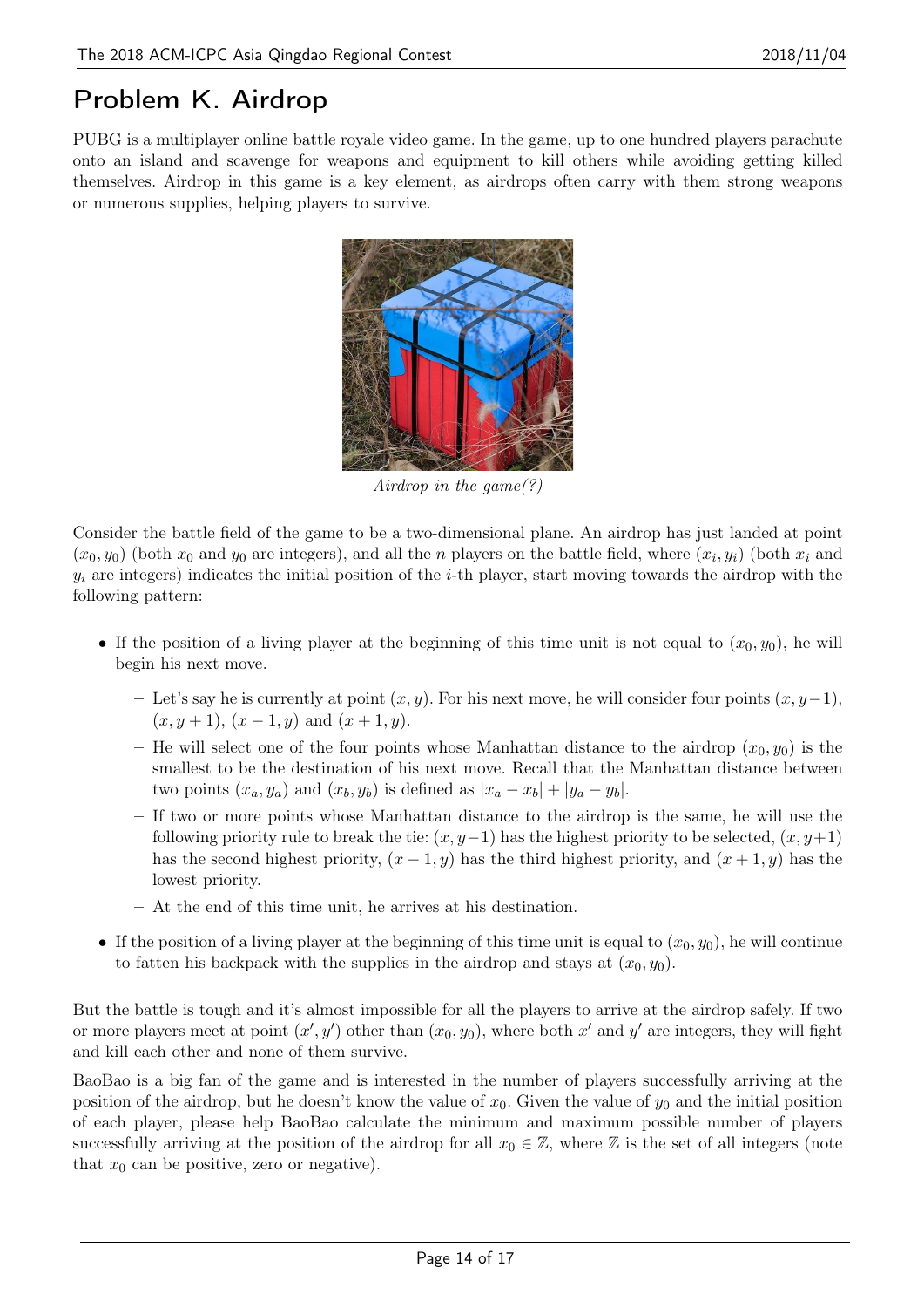# Problem K. Airdrop

PUBG is a multiplayer online battle royale video game. In the game, up to one hundred players parachute onto an island and scavenge for weapons and equipment to kill others while avoiding getting killed themselves. Airdrop in this game is a key element, as airdrops often carry with them strong weapons or numerous supplies, helping players to survive.

*Airdrop in the game(?)*

Consider the battle field of the game to be a two-dimensional plane. An airdrop has just landed at point $(x_0, y_0)$ (both $x_0$ and $y_0$ are integers), and all the $n$ players on the battle field, where $(x_i, y_i)$ (both $x_i$ and $y_i$ are integers) indicates the initial position of the $i$-th player, start moving towards the airdrop with the following pattern:

- If the position of a living player at the beginning of this time unit is not equal to $(x_0, y_0)$, he will begin his next move.
  - Let's say he is currently at point $(x, y)$. For his next move, he will consider four points $(x, y-1)$, $(x, y+1)$, $(x-1, y)$ and $(x+1, y)$.
  - He will select one of the four points whose Manhattan distance to the airdrop $(x_0, y_0)$ is the smallest to be the destination of his next move. Recall that the Manhattan distance between two points $(x_a, y_a)$ and $(x_b, y_b)$ is defined as $|x_a - x_b| + |y_a - y_b|$.
  - If two or more points whose Manhattan distance to the airdrop is the same, he will use the following priority rule to break the tie: $(x, y-1)$ has the highest priority to be selected, $(x, y+1)$ has the second highest priority, $(x-1, y)$ has the third highest priority, and $(x+1, y)$ has the lowest priority.
  - At the end of this time unit, he arrives at his destination.
- If the position of a living player at the beginning of this time unit is equal to $(x_0, y_0)$, he will continue to fatten his backpack with the supplies in the airdrop and stays at $(x_0, y_0)$.

But the battle is tough and it's almost impossible for all the players to arrive at the airdrop safely. If two or more players meet at point $(x', y')$ other than $(x_0, y_0)$, where both $x'$ and $y'$ are integers, they will fight and kill each other and none of them survive.

BaoBao is a big fan of the game and is interested in the number of players successfully arriving at the position of the airdrop, but he doesn't know the value of $x_0$. Given the value of $y_0$ and the initial position of each player, please help BaoBao calculate the minimum and maximum possible number of players successfully arriving at the position of the airdrop for all $x_0 \in \mathbb{Z}$, where $\mathbb{Z}$ is the set of all integers (note that $x_0$ can be positive, zero or negative).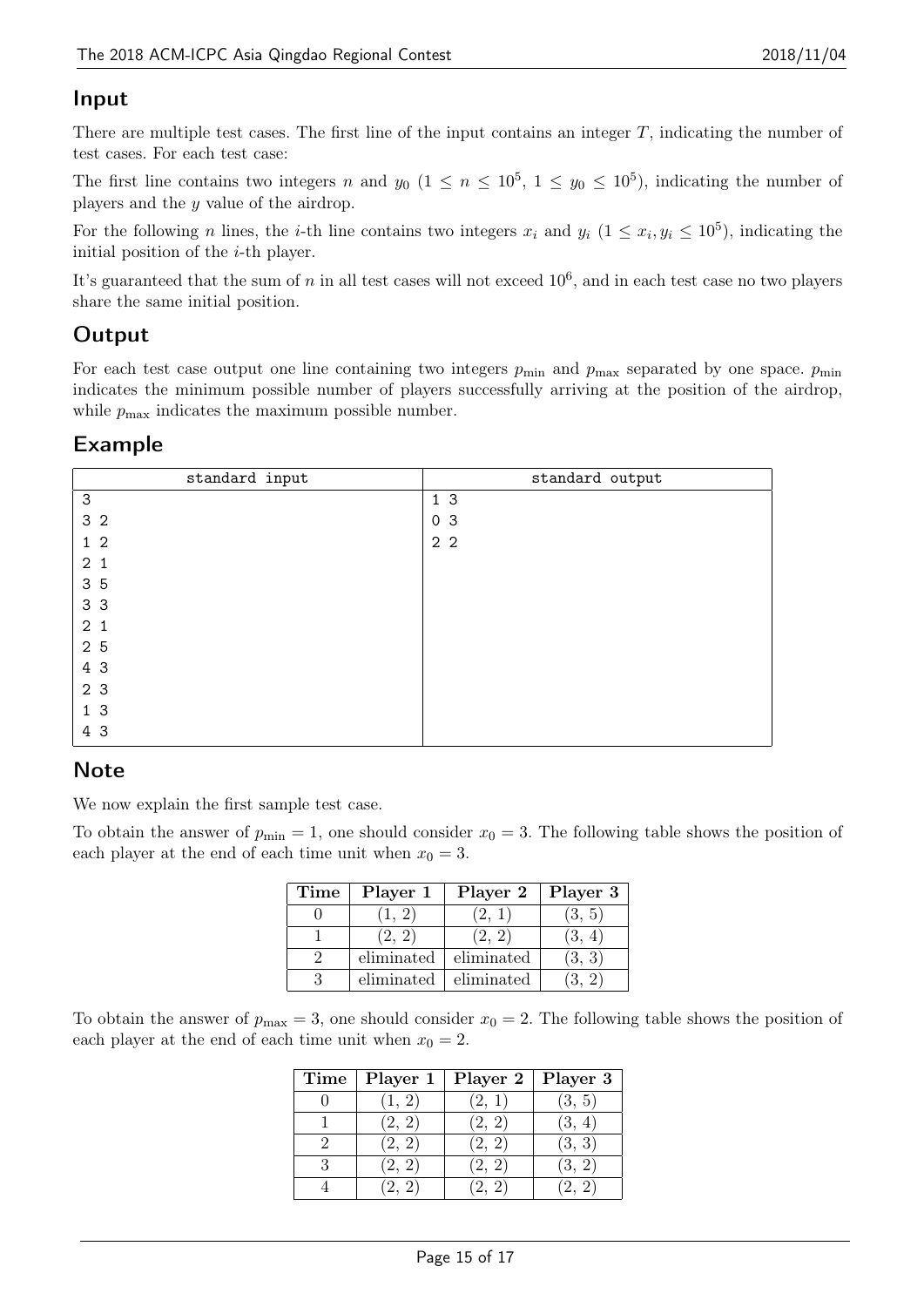## Input

There are multiple test cases. The first line of the input contains an integer $T$, indicating the number of test cases. For each test case:

The first line contains two integers $n$ and $y_0$ ($1 \le n \le 10^5$, $1 \le y_0 \le 10^5$), indicating the number of players and the $y$ value of the airdrop.

For the following $n$ lines, the $i$-th line contains two integers $x_i$ and $y_i$ ($1 \le x_i, y_i \le 10^5$), indicating the initial position of the $i$-th player.

It's guaranteed that the sum of $n$ in all test cases will not exceed $10^6$, and in each test case no two players share the same initial position.

## Output

For each test case output one line containing two integers $p_{\min}$ and $p_{\max}$ separated by one space. $p_{\min}$ indicates the minimum possible number of players successfully arriving at the position of the airdrop, while $p_{\max}$ indicates the maximum possible number.

## Example

| standard input | standard output |
|---|---|
| 3<br>3 2<br>1 2<br>2 1<br>3 5<br>3 3<br>2 1<br>2 5<br>4 3<br>2 3<br>1 3<br>4 3 | 1 3<br>0 3<br>2 2 |

## Note

We now explain the first sample test case.

To obtain the answer of $p_{\min} = 1$, one should consider $x_0 = 3$. The following table shows the position of each player at the end of each time unit when $x_0 = 3$.

| Time | Player 1 | Player 2 | Player 3 |
|---|---|---|---|
| 0 | (1, 2) | (2, 1) | (3, 5) |
| 1 | (2, 2) | (2, 2) | (3, 4) |
| 2 | eliminated | eliminated | (3, 3) |
| 3 | eliminated | eliminated | (3, 2) |

To obtain the answer of $p_{\max} = 3$, one should consider $x_0 = 2$. The following table shows the position of each player at the end of each time unit when $x_0 = 2$.

| Time | Player 1 | Player 2 | Player 3 |
|---|---|---|---|
| 0 | (1, 2) | (2, 1) | (3, 5) |
| 1 | (2, 2) | (2, 2) | (3, 4) |
| 2 | (2, 2) | (2, 2) | (3, 3) |
| 3 | (2, 2) | (2, 2) | (3, 2) |
| 4 | (2, 2) | (2, 2) | (2, 2) |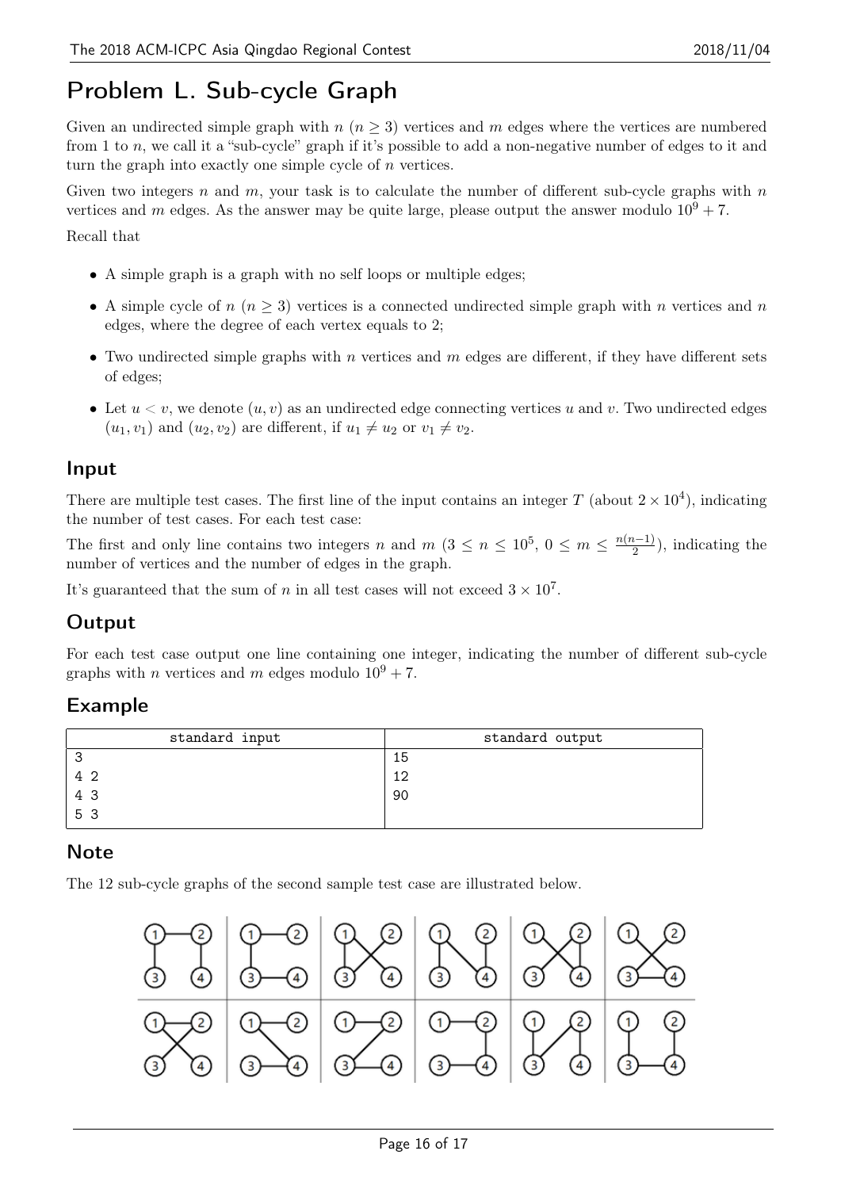# Problem L. Sub-cycle Graph

Given an undirected simple graph with $n$ ($n \geq 3$) vertices and $m$ edges where the vertices are numbered from 1 to $n$, we call it a "sub-cycle" graph if it's possible to add a non-negative number of edges to it and turn the graph into exactly one simple cycle of $n$ vertices.

Given two integers $n$ and $m$, your task is to calculate the number of different sub-cycle graphs with $n$ vertices and $m$ edges. As the answer may be quite large, please output the answer modulo $10^9 + 7$.

Recall that

- A simple graph is a graph with no self loops or multiple edges;
- A simple cycle of $n$ ($n \geq 3$) vertices is a connected undirected simple graph with $n$ vertices and $n$ edges, where the degree of each vertex equals to 2;
- Two undirected simple graphs with $n$ vertices and $m$ edges are different, if they have different sets of edges;
- Let $u < v$, we denote $(u, v)$ as an undirected edge connecting vertices $u$ and $v$. Two undirected edges $(u_1, v_1)$ and $(u_2, v_2)$ are different, if $u_1 \neq u_2$ or $v_1 \neq v_2$.

## Input

There are multiple test cases. The first line of the input contains an integer $T$ (about $2 \times 10^4$), indicating the number of test cases. For each test case:

The first and only line contains two integers $n$ and $m$ ($3 \leq n \leq 10^5$, $0 \leq m \leq \frac{n(n-1)}{2}$), indicating the number of vertices and the number of edges in the graph.

It's guaranteed that the sum of $n$ in all test cases will not exceed $3 \times 10^7$.

## Output

For each test case output one line containing one integer, indicating the number of different sub-cycle graphs with $n$ vertices and $m$ edges modulo $10^9 + 7$.

## Example

| standard input | standard output |
|---|---|
| 3<br>4 2<br>4 3<br>5 3 | 15<br>12<br>90 |

## Note

The 12 sub-cycle graphs of the second sample test case are illustrated below.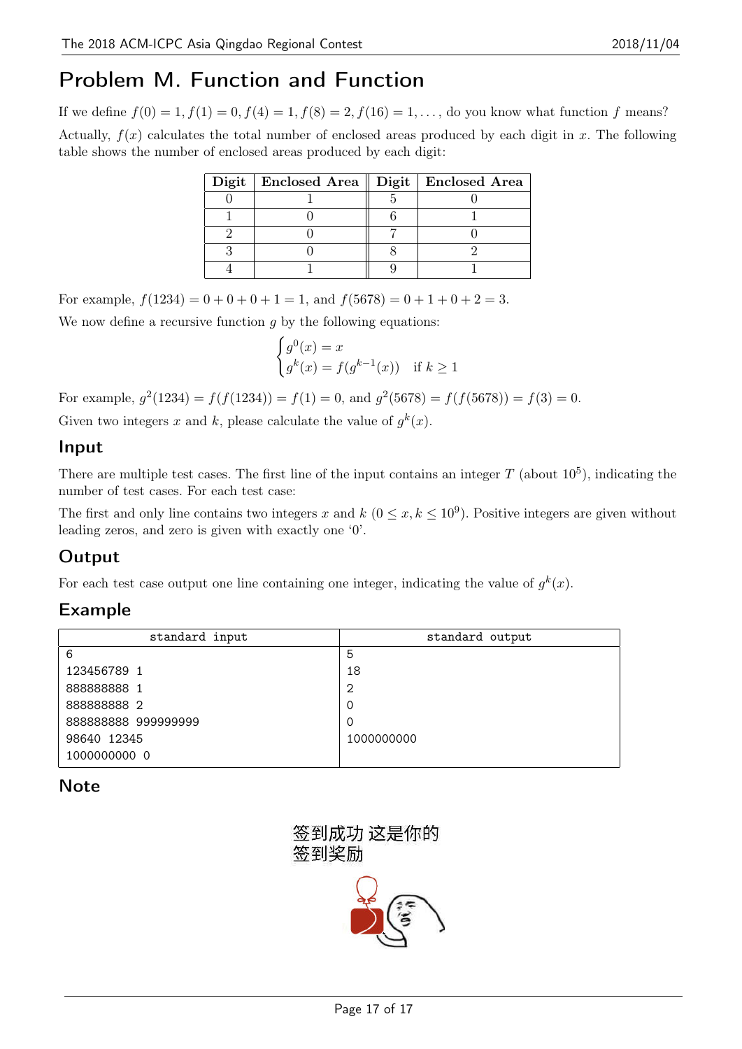# Problem M. Function and Function

If we define $f(0) = 1, f(1) = 0, f(4) = 1, f(8) = 2, f(16) = 1, \ldots$, do you know what function $f$ means?

Actually, $f(x)$ calculates the total number of enclosed areas produced by each digit in $x$. The following table shows the number of enclosed areas produced by each digit:

| Digit | Enclosed Area | Digit | Enclosed Area |
|---|---|---|---|
| 0 | 1 | 5 | 0 |
| 1 | 0 | 6 | 1 |
| 2 | 0 | 7 | 0 |
| 3 | 0 | 8 | 2 |
| 4 | 1 | 9 | 1 |

For example, $f(1234) = 0 + 0 + 0 + 1 = 1$, and $f(5678) = 0 + 1 + 0 + 2 = 3$.

We now define a recursive function $g$ by the following equations:

$$\begin{cases} g^0(x) = x \\ g^k(x) = f(g^{k-1}(x)) & \text{if } k \geq 1 \end{cases}$$

For example, $g^2(1234) = f(f(1234)) = f(1) = 0$, and $g^2(5678) = f(f(5678)) = f(3) = 0$.

Given two integers $x$ and $k$, please calculate the value of $g^k(x)$.

## Input

There are multiple test cases. The first line of the input contains an integer $T$ (about $10^5$), indicating the number of test cases. For each test case:

The first and only line contains two integers $x$ and $k$ ($0 \leq x, k \leq 10^9$). Positive integers are given without leading zeros, and zero is given with exactly one '0'.

## Output

For each test case output one line containing one integer, indicating the value of $g^k(x)$.

## Example

| standard input | standard output |
|---|---|
| 6<br>123456789 1<br>888888888 1<br>888888888 2<br>888888888 999999999<br>98640 12345<br>1000000000 0 | 5<br>18<br>2<br>0<br>0<br>1000000000 |

## Note

签到成功 这是你的
签到奖励